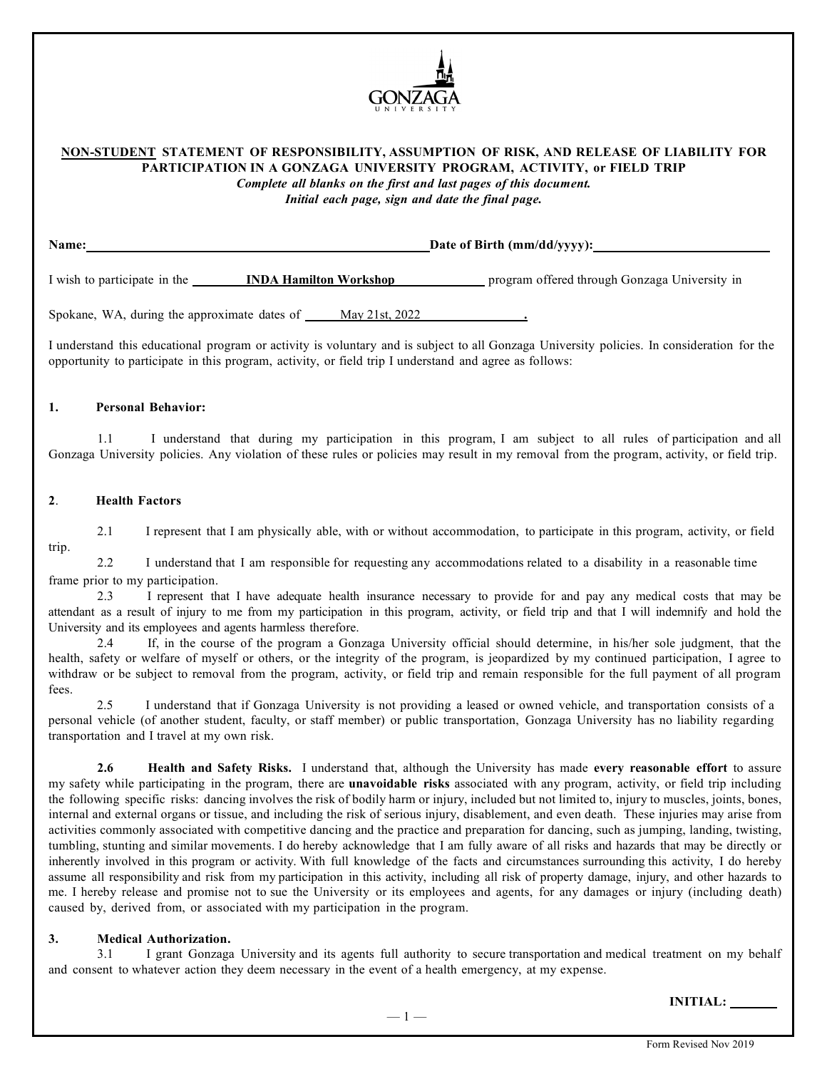GONZAGA UNIVERSITY

**<u>NON-STUDENT</u> STATEMENT OF RESPONSIBILITY, ASSUMPTION OF RISK, AND RELEASE OF LIABILITY FOR PARTICIPATION IN A GONZAGA UNIVERSITY PROGRAM, ACTIVITY, or FIELD TRIP**

***Complete all blanks on the first and last pages of this document.***
***Initial each page, sign and date the final page.***

**Name:** ______________________________ **Date of Birth (mm/dd/yyyy):** ______________________

I wish to participate in the **INDA Hamilton Workshop** program offered through Gonzaga University in

Spokane, WA, during the approximate dates of May 21st, 2022.

I understand this educational program or activity is voluntary and is subject to all Gonzaga University policies. In consideration for the opportunity to participate in this program, activity, or field trip I understand and agree as follows:

**1. Personal Behavior:**

1.1 I understand that during my participation in this program, I am subject to all rules of participation and all Gonzaga University policies. Any violation of these rules or policies may result in my removal from the program, activity, or field trip.

**2. Health Factors**

2.1 I represent that I am physically able, with or without accommodation, to participate in this program, activity, or field trip.

2.2 I understand that I am responsible for requesting any accommodations related to a disability in a reasonable time frame prior to my participation.

2.3 I represent that I have adequate health insurance necessary to provide for and pay any medical costs that may be attendant as a result of injury to me from my participation in this program, activity, or field trip and that I will indemnify and hold the University and its employees and agents harmless therefore.

2.4 If, in the course of the program a Gonzaga University official should determine, in his/her sole judgment, that the health, safety or welfare of myself or others, or the integrity of the program, is jeopardized by my continued participation, I agree to withdraw or be subject to removal from the program, activity, or field trip and remain responsible for the full payment of all program fees.

2.5 I understand that if Gonzaga University is not providing a leased or owned vehicle, and transportation consists of a personal vehicle (of another student, faculty, or staff member) or public transportation, Gonzaga University has no liability regarding transportation and I travel at my own risk.

**2.6 Health and Safety Risks.** I understand that, although the University has made **every reasonable effort** to assure my safety while participating in the program, there are **unavoidable risks** associated with any program, activity, or field trip including the following specific risks: dancing involves the risk of bodily harm or injury, included but not limited to, injury to muscles, joints, bones, internal and external organs or tissue, and including the risk of serious injury, disablement, and even death. These injuries may arise from activities commonly associated with competitive dancing and the practice and preparation for dancing, such as jumping, landing, twisting, tumbling, stunting and similar movements. I do hereby acknowledge that I am fully aware of all risks and hazards that may be directly or inherently involved in this program or activity. With full knowledge of the facts and circumstances surrounding this activity, I do hereby assume all responsibility and risk from my participation in this activity, including all risk of property damage, injury, and other hazards to me. I hereby release and promise not to sue the University or its employees and agents, for any damages or injury (including death) caused by, derived from, or associated with my participation in the program.

**3. Medical Authorization.**

3.1 I grant Gonzaga University and its agents full authority to secure transportation and medical treatment on my behalf and consent to whatever action they deem necessary in the event of a health emergency, at my expense.

**INITIAL:** _______

Form Revised Nov 2019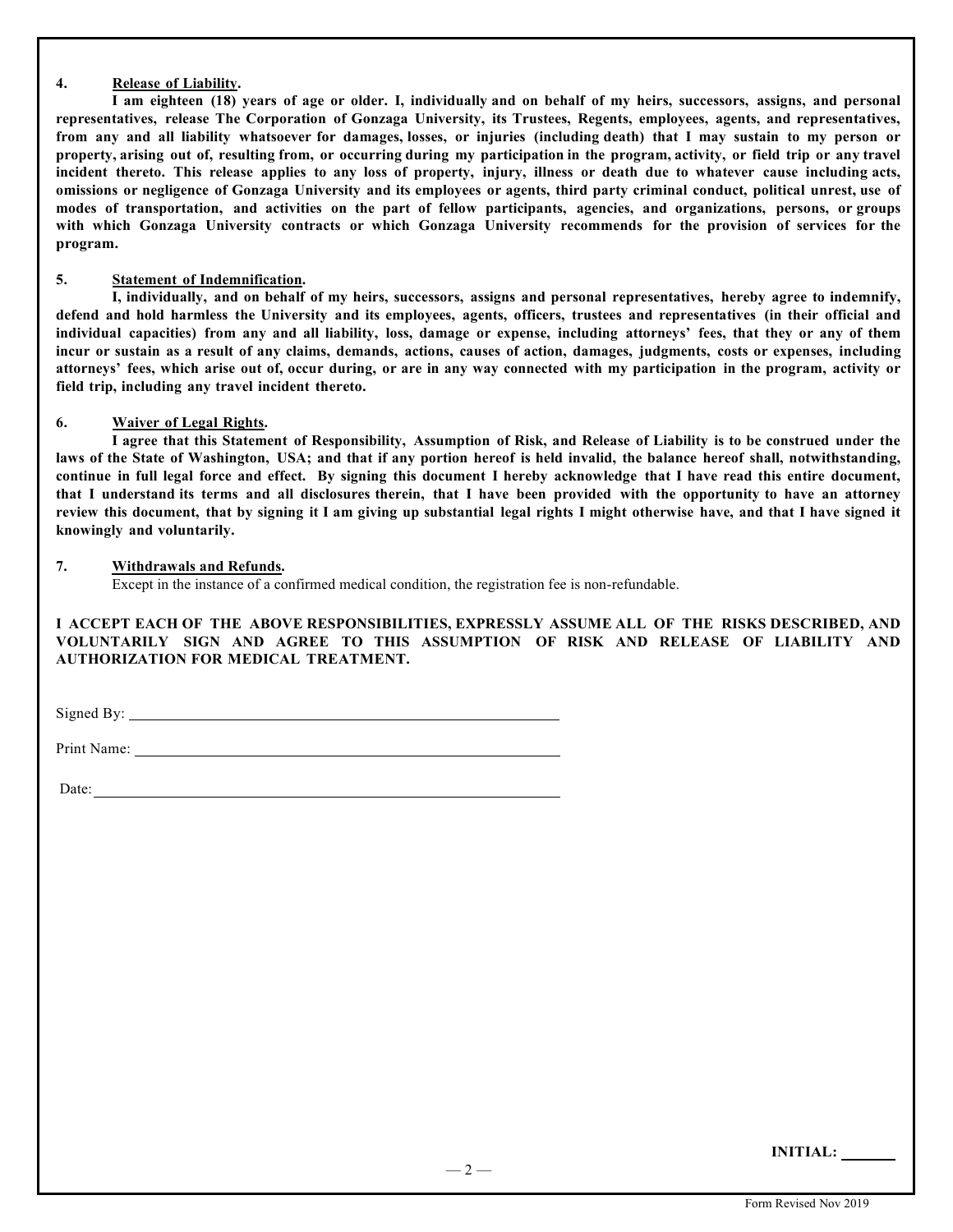**4. <u>Release of Liability</u>.**

**I am eighteen (18) years of age or older. I, individually and on behalf of my heirs, successors, assigns, and personal representatives, release The Corporation of Gonzaga University, its Trustees, Regents, employees, agents, and representatives, from any and all liability whatsoever for damages, losses, or injuries (including death) that I may sustain to my person or property, arising out of, resulting from, or occurring during my participation in the program, activity, or field trip or any travel incident thereto. This release applies to any loss of property, injury, illness or death due to whatever cause including acts, omissions or negligence of Gonzaga University and its employees or agents, third party criminal conduct, political unrest, use of modes of transportation, and activities on the part of fellow participants, agencies, and organizations, persons, or groups with which Gonzaga University contracts or which Gonzaga University recommends for the provision of services for the program.**

**5. <u>Statement of Indemnification</u>.**

**I, individually, and on behalf of my heirs, successors, assigns and personal representatives, hereby agree to indemnify, defend and hold harmless the University and its employees, agents, officers, trustees and representatives (in their official and individual capacities) from any and all liability, loss, damage or expense, including attorneys' fees, that they or any of them incur or sustain as a result of any claims, demands, actions, causes of action, damages, judgments, costs or expenses, including attorneys' fees, which arise out of, occur during, or are in any way connected with my participation in the program, activity or field trip, including any travel incident thereto.**

**6. <u>Waiver of Legal Rights</u>.**

**I agree that this Statement of Responsibility, Assumption of Risk, and Release of Liability is to be construed under the laws of the State of Washington, USA; and that if any portion hereof is held invalid, the balance hereof shall, notwithstanding, continue in full legal force and effect. By signing this document I hereby acknowledge that I have read this entire document, that I understand its terms and all disclosures therein, that I have been provided with the opportunity to have an attorney review this document, that by signing it I am giving up substantial legal rights I might otherwise have, and that I have signed it knowingly and voluntarily.**

**7. <u>Withdrawals and Refunds</u>.**

Except in the instance of a confirmed medical condition, the registration fee is non-refundable.

**I ACCEPT EACH OF THE ABOVE RESPONSIBILITIES, EXPRESSLY ASSUME ALL OF THE RISKS DESCRIBED, AND VOLUNTARILY SIGN AND AGREE TO THIS ASSUMPTION OF RISK AND RELEASE OF LIABILITY AND AUTHORIZATION FOR MEDICAL TREATMENT.**

Signed By: ______________________________

Print Name: ______________________________

Date: ______________________________

**INITIAL:** ______

Form Revised Nov 2019